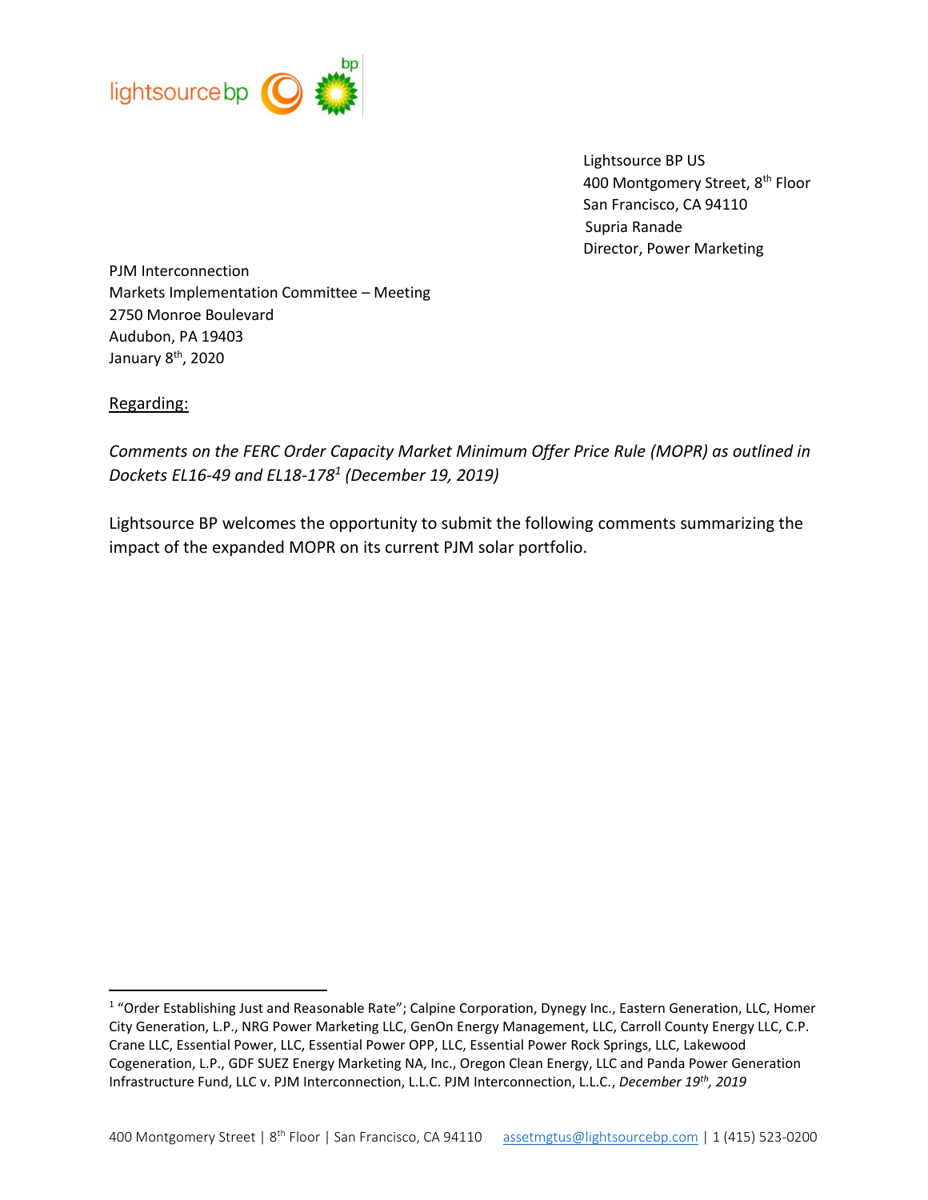lightsource bp

Lightsource BP US
400 Montgomery Street, 8th Floor
San Francisco, CA 94110
Supria Ranade
Director, Power Marketing

PJM Interconnection
Markets Implementation Committee – Meeting
2750 Monroe Boulevard
Audubon, PA 19403
January 8th, 2020

Regarding:

*Comments on the FERC Order Capacity Market Minimum Offer Price Rule (MOPR) as outlined in Dockets EL16-49 and EL18-178[1] (December 19, 2019)*

Lightsource BP welcomes the opportunity to submit the following comments summarizing the impact of the expanded MOPR on its current PJM solar portfolio.

[1] "Order Establishing Just and Reasonable Rate"; Calpine Corporation, Dynegy Inc., Eastern Generation, LLC, Homer City Generation, L.P., NRG Power Marketing LLC, GenOn Energy Management, LLC, Carroll County Energy LLC, C.P. Crane LLC, Essential Power, LLC, Essential Power OPP, LLC, Essential Power Rock Springs, LLC, Lakewood Cogeneration, L.P., GDF SUEZ Energy Marketing NA, Inc., Oregon Clean Energy, LLC and Panda Power Generation Infrastructure Fund, LLC v. PJM Interconnection, L.L.C. PJM Interconnection, L.L.C., *December 19th, 2019*

400 Montgomery Street | 8th Floor | San Francisco, CA 94110 assetmgtus@lightsourcebp.com | 1 (415) 523-0200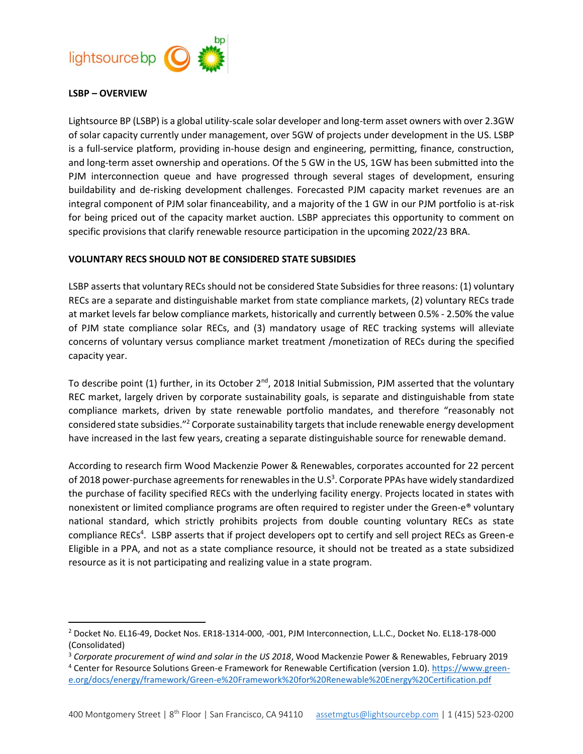**LSBP – OVERVIEW**

Lightsource BP (LSBP) is a global utility-scale solar developer and long-term asset owners with over 2.3GW of solar capacity currently under management, over 5GW of projects under development in the US. LSBP is a full-service platform, providing in-house design and engineering, permitting, finance, construction, and long-term asset ownership and operations. Of the 5 GW in the US, 1GW has been submitted into the PJM interconnection queue and have progressed through several stages of development, ensuring buildability and de-risking development challenges. Forecasted PJM capacity market revenues are an integral component of PJM solar financeability, and a majority of the 1 GW in our PJM portfolio is at-risk for being priced out of the capacity market auction. LSBP appreciates this opportunity to comment on specific provisions that clarify renewable resource participation in the upcoming 2022/23 BRA.

**VOLUNTARY RECS SHOULD NOT BE CONSIDERED STATE SUBSIDIES**

LSBP asserts that voluntary RECs should not be considered State Subsidies for three reasons: (1) voluntary RECs are a separate and distinguishable market from state compliance markets, (2) voluntary RECs trade at market levels far below compliance markets, historically and currently between 0.5% - 2.50% the value of PJM state compliance solar RECs, and (3) mandatory usage of REC tracking systems will alleviate concerns of voluntary versus compliance market treatment /monetization of RECs during the specified capacity year.

To describe point (1) further, in its October 2nd, 2018 Initial Submission, PJM asserted that the voluntary REC market, largely driven by corporate sustainability goals, is separate and distinguishable from state compliance markets, driven by state renewable portfolio mandates, and therefore "reasonably not considered state subsidies."[2] Corporate sustainability targets that include renewable energy development have increased in the last few years, creating a separate distinguishable source for renewable demand.

According to research firm Wood Mackenzie Power & Renewables, corporates accounted for 22 percent of 2018 power-purchase agreements for renewables in the U.S[3]. Corporate PPAs have widely standardized the purchase of facility specified RECs with the underlying facility energy. Projects located in states with nonexistent or limited compliance programs are often required to register under the Green-e® voluntary national standard, which strictly prohibits projects from double counting voluntary RECs as state compliance RECs[4]. LSBP asserts that if project developers opt to certify and sell project RECs as Green-e Eligible in a PPA, and not as a state compliance resource, it should not be treated as a state subsidized resource as it is not participating and realizing value in a state program.

---

[2] Docket No. EL16-49, Docket Nos. ER18-1314-000, -001, PJM Interconnection, L.L.C., Docket No. EL18-178-000 (Consolidated)

[3] *Corporate procurement of wind and solar in the US 2018*, Wood Mackenzie Power & Renewables, February 2019

[4] Center for Resource Solutions Green-e Framework for Renewable Certification (version 1.0). https://www.green-e.org/docs/energy/framework/Green-e%20Framework%20for%20Renewable%20Energy%20Certification.pdf

400 Montgomery Street | 8th Floor | San Francisco, CA 94110 assetmgtus@lightsourcebp.com | 1 (415) 523-0200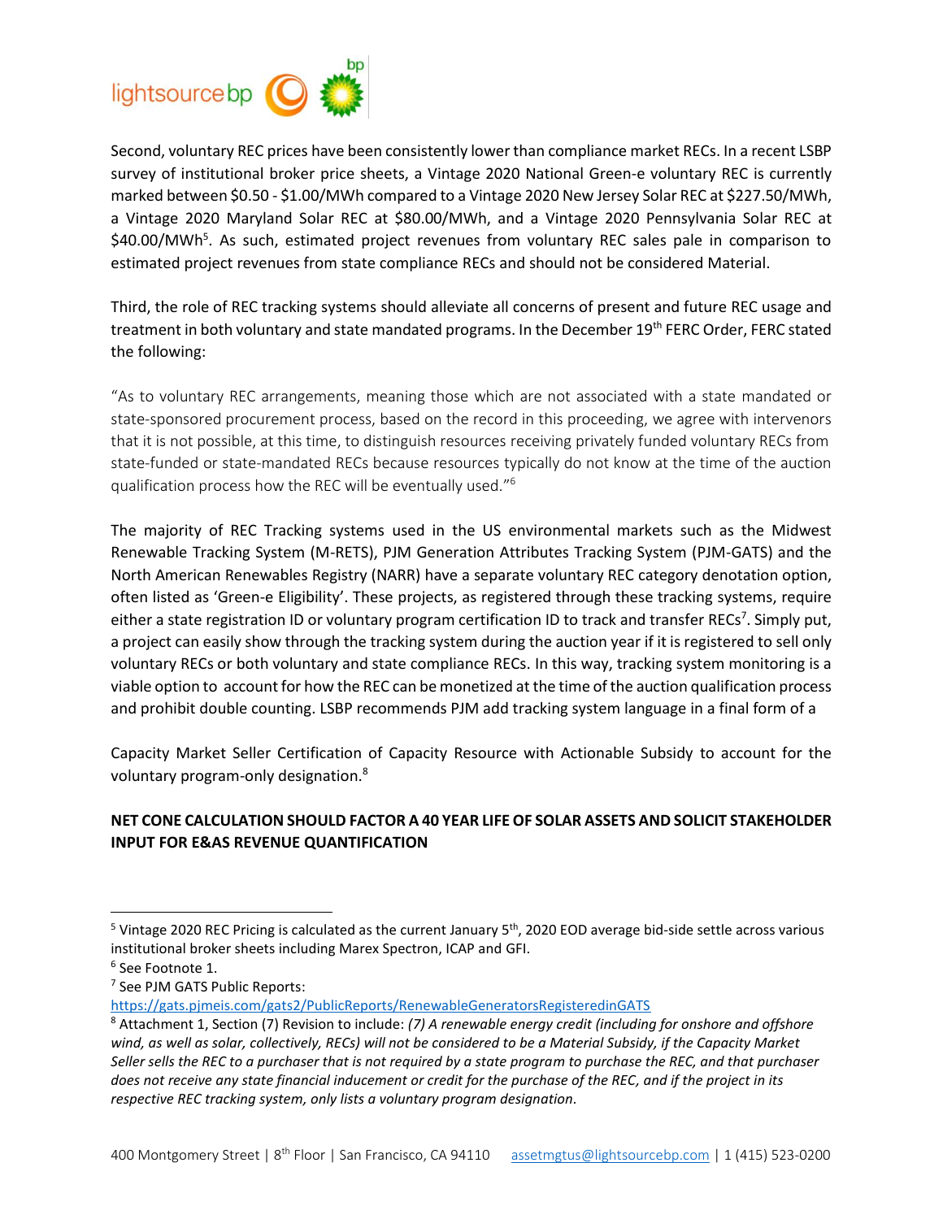Second, voluntary REC prices have been consistently lower than compliance market RECs. In a recent LSBP survey of institutional broker price sheets, a Vintage 2020 National Green-e voluntary REC is currently marked between $0.50 - $1.00/MWh compared to a Vintage 2020 New Jersey Solar REC at $227.50/MWh, a Vintage 2020 Maryland Solar REC at $80.00/MWh, and a Vintage 2020 Pennsylvania Solar REC at $40.00/MWh[5]. As such, estimated project revenues from voluntary REC sales pale in comparison to estimated project revenues from state compliance RECs and should not be considered Material.

Third, the role of REC tracking systems should alleviate all concerns of present and future REC usage and treatment in both voluntary and state mandated programs. In the December 19th FERC Order, FERC stated the following:

"As to voluntary REC arrangements, meaning those which are not associated with a state mandated or state-sponsored procurement process, based on the record in this proceeding, we agree with intervenors that it is not possible, at this time, to distinguish resources receiving privately funded voluntary RECs from state-funded or state-mandated RECs because resources typically do not know at the time of the auction qualification process how the REC will be eventually used."[6]

The majority of REC Tracking systems used in the US environmental markets such as the Midwest Renewable Tracking System (M-RETS), PJM Generation Attributes Tracking System (PJM-GATS) and the North American Renewables Registry (NARR) have a separate voluntary REC category denotation option, often listed as 'Green-e Eligibility'. These projects, as registered through these tracking systems, require either a state registration ID or voluntary program certification ID to track and transfer RECs[7]. Simply put, a project can easily show through the tracking system during the auction year if it is registered to sell only voluntary RECs or both voluntary and state compliance RECs. In this way, tracking system monitoring is a viable option to account for how the REC can be monetized at the time of the auction qualification process and prohibit double counting. LSBP recommends PJM add tracking system language in a final form of a Capacity Market Seller Certification of Capacity Resource with Actionable Subsidy to account for the voluntary program-only designation.[8]

**NET CONE CALCULATION SHOULD FACTOR A 40 YEAR LIFE OF SOLAR ASSETS AND SOLICIT STAKEHOLDER INPUT FOR E&AS REVENUE QUANTIFICATION**

---

[5] Vintage 2020 REC Pricing is calculated as the current January 5th, 2020 EOD average bid-side settle across various institutional broker sheets including Marex Spectron, ICAP and GFI.

[6] See Footnote 1.

[7] See PJM GATS Public Reports: https://gats.pjmeis.com/gats2/PublicReports/RenewableGeneratorsRegisteredinGATS

[8] Attachment 1, Section (7) Revision to include: *(7) A renewable energy credit (including for onshore and offshore wind, as well as solar, collectively, RECs) will not be considered to be a Material Subsidy, if the Capacity Market Seller sells the REC to a purchaser that is not required by a state program to purchase the REC, and that purchaser does not receive any state financial inducement or credit for the purchase of the REC, and if the project in its respective REC tracking system, only lists a voluntary program designation.*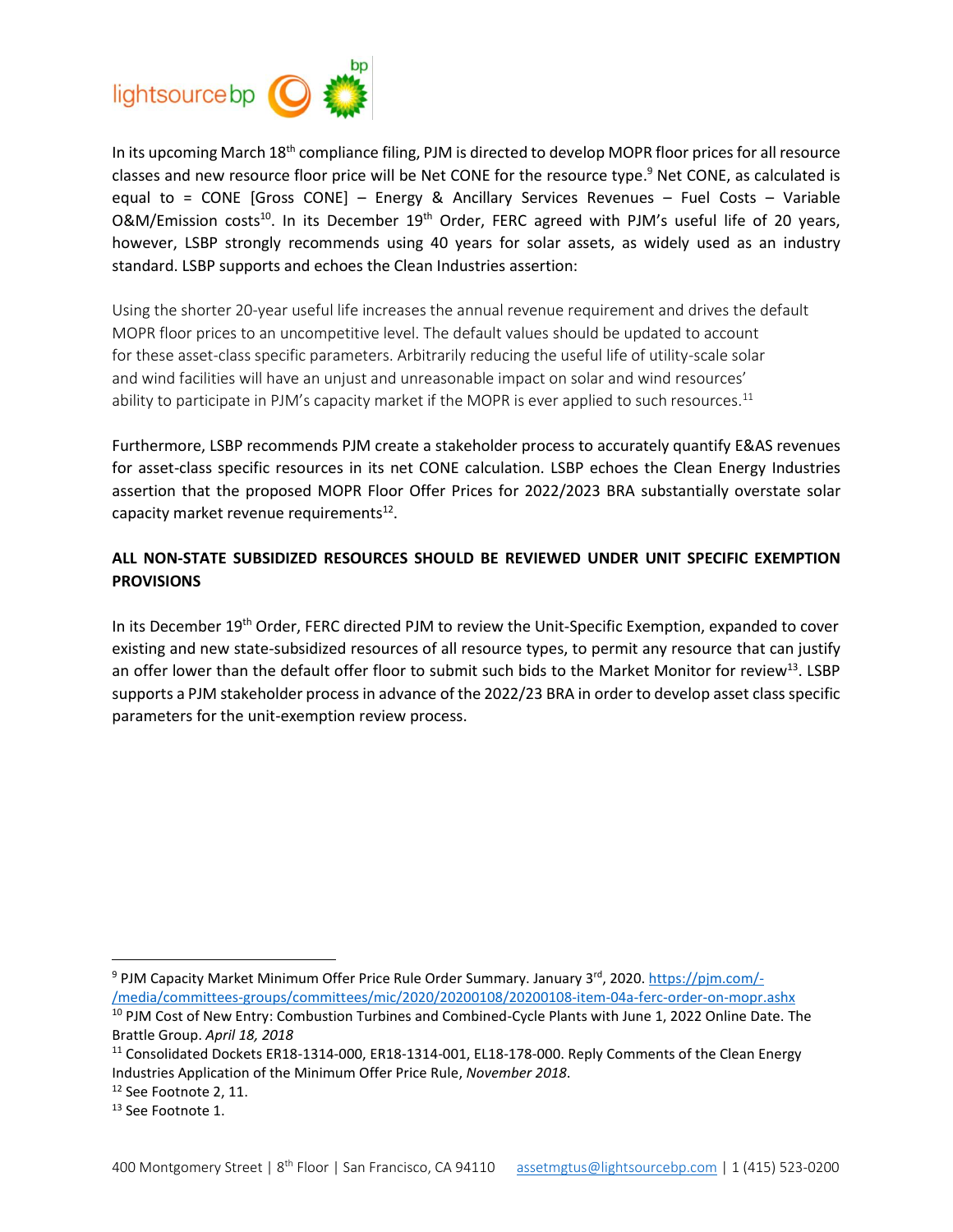In its upcoming March 18th compliance filing, PJM is directed to develop MOPR floor prices for all resource classes and new resource floor price will be Net CONE for the resource type.[9] Net CONE, as calculated is equal to = CONE [Gross CONE] – Energy & Ancillary Services Revenues – Fuel Costs – Variable O&M/Emission costs[10]. In its December 19th Order, FERC agreed with PJM's useful life of 20 years, however, LSBP strongly recommends using 40 years for solar assets, as widely used as an industry standard. LSBP supports and echoes the Clean Industries assertion:

> Using the shorter 20-year useful life increases the annual revenue requirement and drives the default MOPR floor prices to an uncompetitive level. The default values should be updated to account for these asset-class specific parameters. Arbitrarily reducing the useful life of utility-scale solar and wind facilities will have an unjust and unreasonable impact on solar and wind resources' ability to participate in PJM's capacity market if the MOPR is ever applied to such resources.[11]

Furthermore, LSBP recommends PJM create a stakeholder process to accurately quantify E&AS revenues for asset-class specific resources in its net CONE calculation. LSBP echoes the Clean Energy Industries assertion that the proposed MOPR Floor Offer Prices for 2022/2023 BRA substantially overstate solar capacity market revenue requirements[12].

**ALL NON-STATE SUBSIDIZED RESOURCES SHOULD BE REVIEWED UNDER UNIT SPECIFIC EXEMPTION PROVISIONS**

In its December 19th Order, FERC directed PJM to review the Unit-Specific Exemption, expanded to cover existing and new state-subsidized resources of all resource types, to permit any resource that can justify an offer lower than the default offer floor to submit such bids to the Market Monitor for review[13]. LSBP supports a PJM stakeholder process in advance of the 2022/23 BRA in order to develop asset class specific parameters for the unit-exemption review process.

---

[9] PJM Capacity Market Minimum Offer Price Rule Order Summary. January 3rd, 2020. https://pjm.com/-/media/committees-groups/committees/mic/2020/20200108/20200108-item-04a-ferc-order-on-mopr.ashx

[10] PJM Cost of New Entry: Combustion Turbines and Combined-Cycle Plants with June 1, 2022 Online Date. The Brattle Group. *April 18, 2018*

[11] Consolidated Dockets ER18-1314-000, ER18-1314-001, EL18-178-000. Reply Comments of the Clean Energy Industries Application of the Minimum Offer Price Rule, *November 2018*.

[12] See Footnote 2, 11.

[13] See Footnote 1.